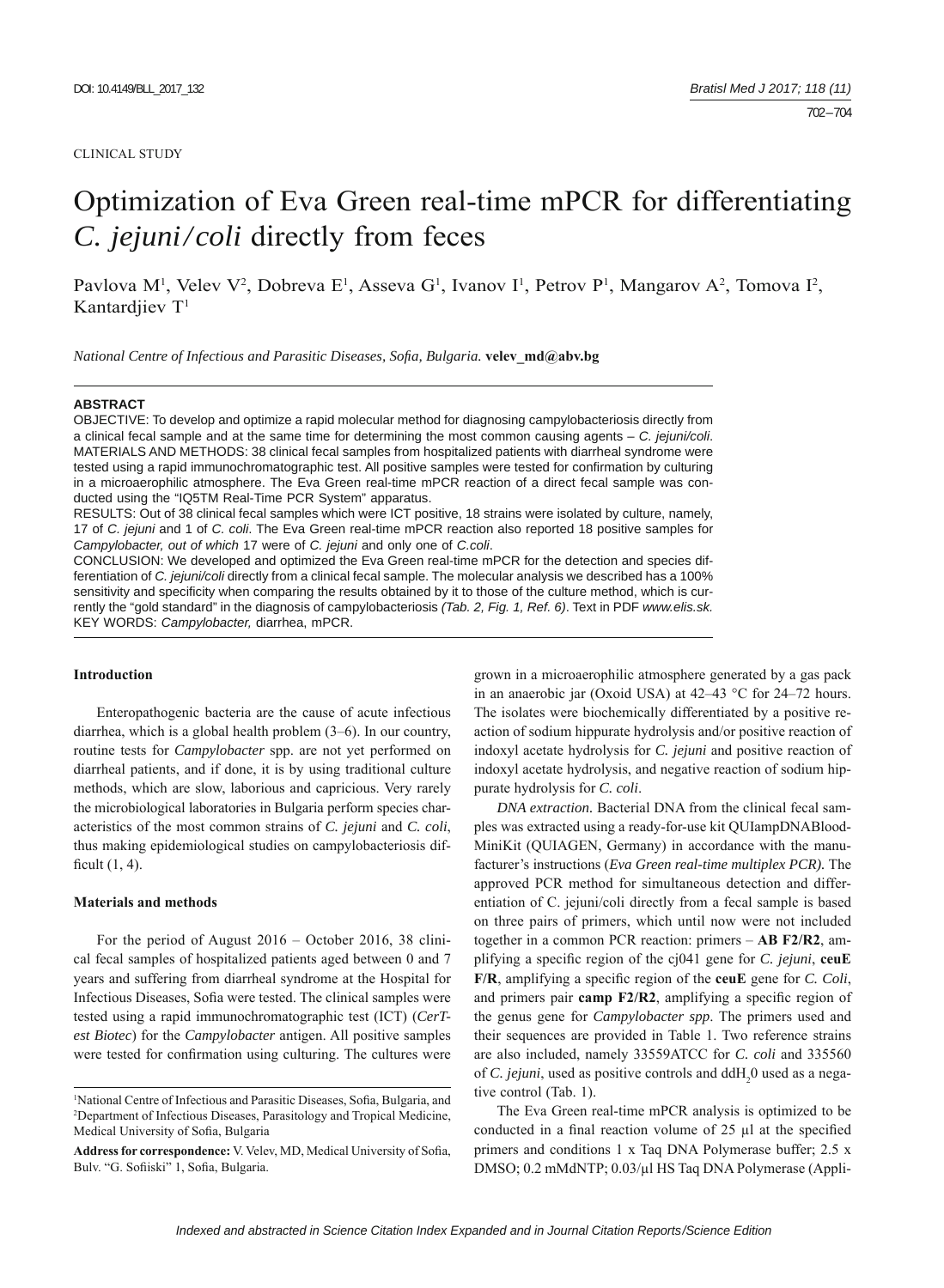CLINICAL STUDY

# Optimization of Eva Green real-time mPCR for differentiating *C. jejuni/coli* directly from feces

Pavlova M[1], Velev V[2], Dobreva E[1], Asseva G[1], Ivanov I[1], Petrov P[1], Mangarov A[2], Tomova I[2], Kantardjiev T[1]

*National Centre of Infectious and Parasitic Diseases, Sofia, Bulgaria.* **velev_md@abv.bg**

**ABSTRACT**

OBJECTIVE: To develop and optimize a rapid molecular method for diagnosing campylobacteriosis directly from a clinical fecal sample and at the same time for determining the most common causing agents – *C. jejuni/coli*.
MATERIALS AND METHODS: 38 clinical fecal samples from hospitalized patients with diarrheal syndrome were tested using a rapid immunochromatographic test. All positive samples were tested for confirmation by culturing in a microaerophilic atmosphere. The Eva Green real-time mPCR reaction of a direct fecal sample was conducted using the "IQ5TM Real-Time PCR System" apparatus.
RESULTS: Out of 38 clinical fecal samples which were ICT positive, 18 strains were isolated by culture, namely, 17 of *C. jejuni* and 1 of *C. coli*. The Eva Green real-time mPCR reaction also reported 18 positive samples for *Campylobacter, out of which* 17 were of *C. jejuni* and only one of *C.coli*.
CONCLUSION: We developed and optimized the Eva Green real-time mPCR for the detection and species differentiation of *C. jejuni/coli* directly from a clinical fecal sample. The molecular analysis we described has a 100% sensitivity and specificity when comparing the results obtained by it to those of the culture method, which is currently the "gold standard" in the diagnosis of campylobacteriosis *(Tab. 2, Fig. 1, Ref. 6)*. Text in PDF *www.elis.sk.*
KEY WORDS: *Campylobacter,* diarrhea, mPCR.

## Introduction

Enteropathogenic bacteria are the cause of acute infectious diarrhea, which is a global health problem (3–6). In our country, routine tests for *Campylobacter* spp. are not yet performed on diarrheal patients, and if done, it is by using traditional culture methods, which are slow, laborious and capricious. Very rarely the microbiological laboratories in Bulgaria perform species characteristics of the most common strains of *C. jejuni* and *C. coli*, thus making epidemiological studies on campylobacteriosis difficult (1, 4).

## Materials and methods

For the period of August 2016 – October 2016, 38 clinical fecal samples of hospitalized patients aged between 0 and 7 years and suffering from diarrheal syndrome at the Hospital for Infectious Diseases, Sofia were tested. The clinical samples were tested using a rapid immunochromatographic test (ICT) (*CerTest Biotec*) for the *Campylobacter* antigen. All positive samples were tested for confirmation using culturing. The cultures were grown in a microaerophilic atmosphere generated by a gas pack in an anaerobic jar (Oxoid USA) at 42–43 °C for 24–72 hours. The isolates were biochemically differentiated by a positive reaction of sodium hippurate hydrolysis and/or positive reaction of indoxyl acetate hydrolysis for *C. jejuni* and positive reaction of indoxyl acetate hydrolysis, and negative reaction of sodium hippurate hydrolysis for *C. coli*.

*DNA extraction.* Bacterial DNA from the clinical fecal samples was extracted using a ready-for-use kit QUIampDNABlood-MiniKit (QUIAGEN, Germany) in accordance with the manufacturer's instructions (*Eva Green real-time multiplex PCR).* The approved PCR method for simultaneous detection and differentiation of C. jejuni/coli directly from a fecal sample is based on three pairs of primers, which until now were not included together in a common PCR reaction: primers – **AB F2/R2**, amplifying a specific region of the cj041 gene for *C. jejuni*, **ceuE F/R**, amplifying a specific region of the **ceuE** gene for *C. Coli*, and primers pair **camp F2/R2**, amplifying a specific region of the genus gene for *Campylobacter spp*. The primers used and their sequences are provided in Table 1. Two reference strains are also included, namely 33559ATCC for *C. coli* and 335560 of *C. jejuni*, used as positive controls and ddH$_2$0 used as a negative control (Tab. 1).

The Eva Green real-time mPCR analysis is optimized to be conducted in a final reaction volume of 25 µl at the specified primers and conditions 1 x Taq DNA Polymerase buffer; 2.5 x DMSO; 0.2 mMdNTP; 0.03/µl HS Taq DNA Polymerase (Appli-

[1]National Centre of Infectious and Parasitic Diseases, Sofia, Bulgaria, and [2]Department of Infectious Diseases, Parasitology and Tropical Medicine, Medical University of Sofia, Bulgaria

**Address for correspondence:** V. Velev, MD, Medical University of Sofia, Bulv. "G. Sofiiski" 1, Sofia, Bulgaria.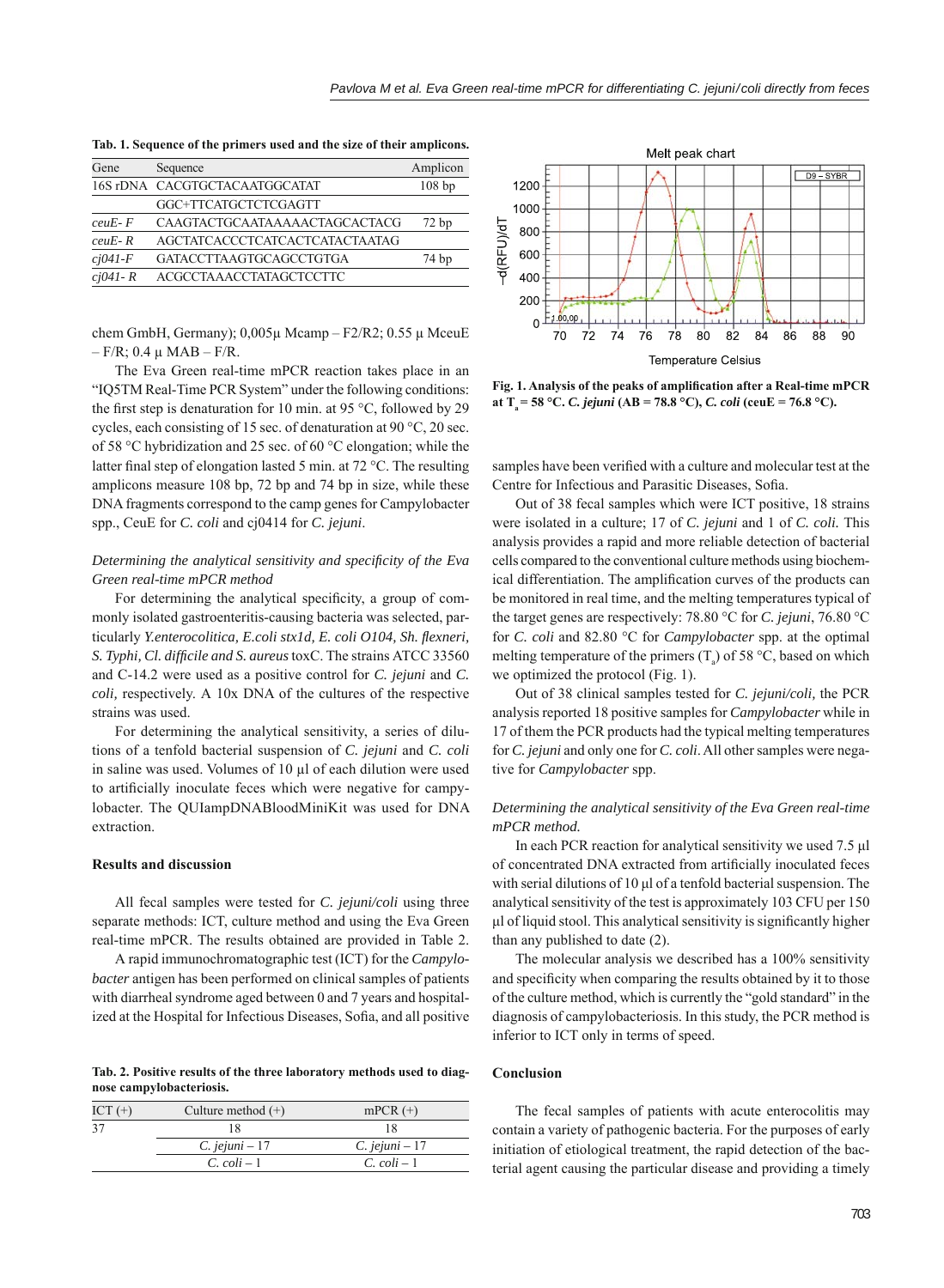**Tab. 1. Sequence of the primers used and the size of their amplicons.**

| Gene | Sequence | Amplicon |
|---|---|---|
| 16S rDNA | CACGTGCTACAATGGCATAT | 108 bp |
| | GGC+TTCATGCTCTCGAGTT | |
| *ceuE- F* | CAAGTACTGCAATAAAAACTAGCACTACG | 72 bp |
| *ceuE- R* | AGCTATCACCCTCATCACTCATACTAATAG | |
| *cj041-F* | GATACCTTAAGTGCAGCCTGTGA | 74 bp |
| *cj041- R* | ACGCCTAAACCTATAGCTCCTTC | |

chem GmbH, Germany); 0,005μ Mcamp – F2/R2; 0.55 μ MceuE – F/R; 0.4 μ MAB – F/R.

The Eva Green real-time mPCR reaction takes place in an "IQ5TM Real-Time PCR System" under the following conditions: the first step is denaturation for 10 min. at 95 °C, followed by 29 cycles, each consisting of 15 sec. of denaturation at 90 °C, 20 sec. of 58 °C hybridization and 25 sec. of 60 °C elongation; while the latter final step of elongation lasted 5 min. at 72 °C. The resulting amplicons measure 108 bp, 72 bp and 74 bp in size, while these DNA fragments correspond to the camp genes for Campylobacter spp., CeuE for *C. coli* and cj0414 for *C. jejuni*.

*Determining the analytical sensitivity and specificity of the Eva Green real-time mPCR method*

For determining the analytical specificity, a group of commonly isolated gastroenteritis-causing bacteria was selected, particularly *Y.enterocolitica, E.coli stx1d, E. coli O104, Sh. flexneri, S. Typhi, Cl. difficile and S. aureus* toxC. The strains ATCC 33560 and C-14.2 were used as a positive control for *C. jejuni* and *C. coli*, respectively. A 10x DNA of the cultures of the respective strains was used.

For determining the analytical sensitivity, a series of dilutions of a tenfold bacterial suspension of *C. jejuni* and *C. coli* in saline was used. Volumes of 10 μl of each dilution were used to artificially inoculate feces which were negative for campylobacter. The QUIampDNABloodMiniKit was used for DNA extraction.

### Results and discussion

All fecal samples were tested for *C. jejuni/coli* using three separate methods: ICT, culture method and using the Eva Green real-time mPCR. The results obtained are provided in Table 2.

A rapid immunochromatographic test (ICT) for the *Campylobacter* antigen has been performed on clinical samples of patients with diarrheal syndrome aged between 0 and 7 years and hospitalized at the Hospital for Infectious Diseases, Sofia, and all positive samples have been verified with a culture and molecular test at the Centre for Infectious and Parasitic Diseases, Sofia.

**Tab. 2. Positive results of the three laboratory methods used to diagnose campylobacteriosis.**

| ICT (+) | Culture method (+) | mPCR (+) |
|---|---|---|
| 37 | 18 | 18 |
| | *C. jejuni* – 17 | *C. jejuni* – 17 |
| | *C. coli* – 1 | *C. coli* – 1 |

**Fig. 1. Analysis of the peaks of amplification after a Real-time mPCR at $T_a$ = 58 °C. *C. jejuni* (AB = 78.8 °C), *C. coli* (ceuE = 76.8 °C).**

Out of 38 fecal samples which were ICT positive, 18 strains were isolated in a culture; 17 of *C. jejuni* and 1 of *C. coli.* This analysis provides a rapid and more reliable detection of bacterial cells compared to the conventional culture methods using biochemical differentiation. The amplification curves of the products can be monitored in real time, and the melting temperatures typical of the target genes are respectively: 78.80 °C for *C. jejuni*, 76.80 °C for *C. coli* and 82.80 °C for *Campylobacter* spp. at the optimal melting temperature of the primers ($T_a$) of 58 °C, based on which we optimized the protocol (Fig. 1).

Out of 38 clinical samples tested for *C. jejuni/coli*, the PCR analysis reported 18 positive samples for *Campylobacter* while in 17 of them the PCR products had the typical melting temperatures for *C. jejuni* and only one for *C. coli*. All other samples were negative for *Campylobacter* spp.

*Determining the analytical sensitivity of the Eva Green real-time mPCR method.*

In each PCR reaction for analytical sensitivity we used 7.5 μl of concentrated DNA extracted from artificially inoculated feces with serial dilutions of 10 μl of a tenfold bacterial suspension. The analytical sensitivity of the test is approximately 103 CFU per 150 μl of liquid stool. This analytical sensitivity is significantly higher than any published to date (2).

The molecular analysis we described has a 100% sensitivity and specificity when comparing the results obtained by it to those of the culture method, which is currently the "gold standard" in the diagnosis of campylobacteriosis. In this study, the PCR method is inferior to ICT only in terms of speed.

### Conclusion

The fecal samples of patients with acute enterocolitis may contain a variety of pathogenic bacteria. For the purposes of early initiation of etiological treatment, the rapid detection of the bacterial agent causing the particular disease and providing a timely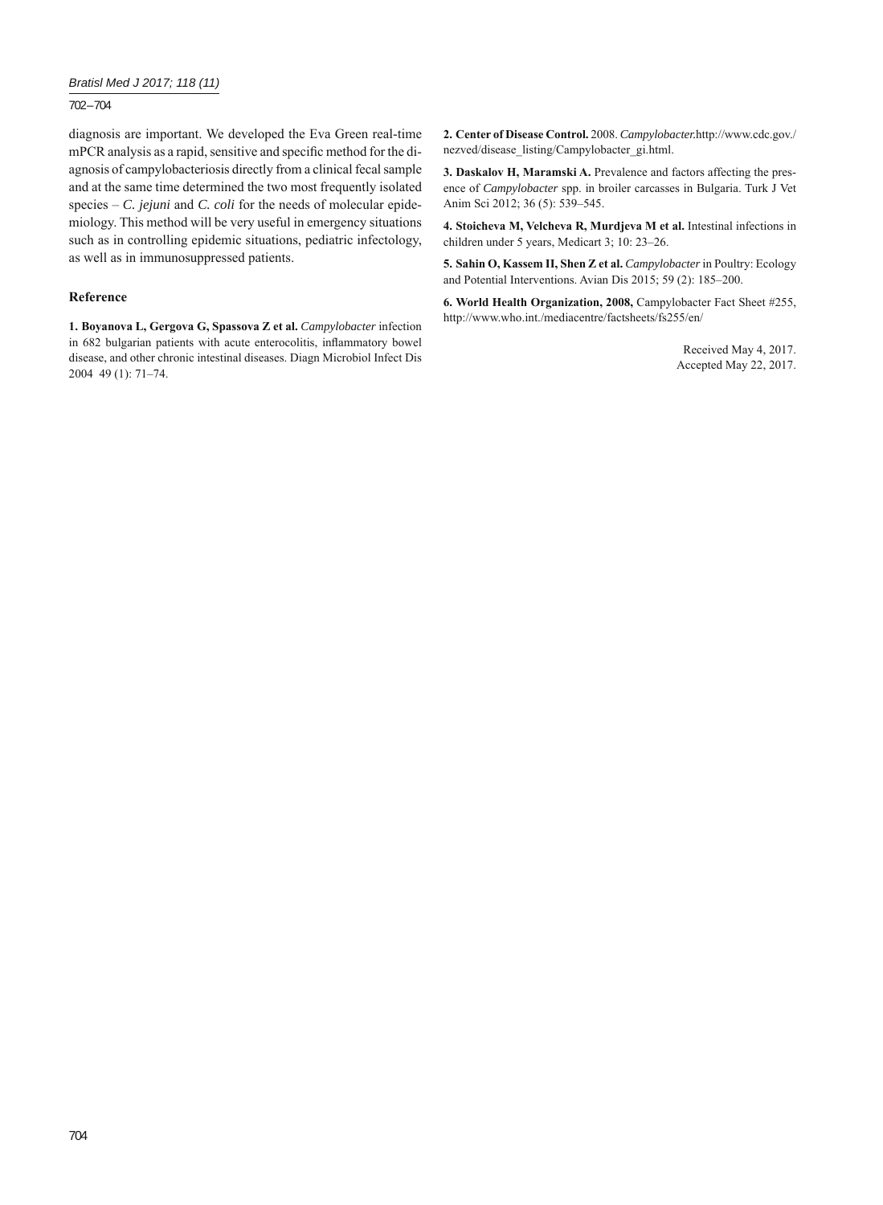diagnosis are important. We developed the Eva Green real-time mPCR analysis as a rapid, sensitive and specific method for the diagnosis of campylobacteriosis directly from a clinical fecal sample and at the same time determined the two most frequently isolated species – *C. jejuni* and *C. coli* for the needs of molecular epidemiology. This method will be very useful in emergency situations such as in controlling epidemic situations, pediatric infectology, as well as in immunosuppressed patients.

## Reference

**1. Boyanova L, Gergova G, Spassova Z et al.** *Campylobacter* infection in 682 bulgarian patients with acute enterocolitis, inflammatory bowel disease, and other chronic intestinal diseases. Diagn Microbiol Infect Dis 2004 49 (1): 71–74.

**2. Center of Disease Control.** 2008. *Campylobacter.*http://www.cdc.gov./nezved/disease_listing/Campylobacter_gi.html.

**3. Daskalov H, Maramski A.** Prevalence and factors affecting the presence of *Campylobacter* spp. in broiler carcasses in Bulgaria. Turk J Vet Anim Sci 2012; 36 (5): 539–545.

**4. Stoicheva M, Velcheva R, Murdjeva M et al.** Intestinal infections in children under 5 years, Medicart 3; 10: 23–26.

**5. Sahin O, Kassem II, Shen Z et al.** *Campylobacter* in Poultry: Ecology and Potential Interventions. Avian Dis 2015; 59 (2): 185–200.

**6. World Health Organization, 2008,** Campylobacter Fact Sheet #255, http://www.who.int./mediacentre/factsheets/fs255/en/

Received May 4, 2017.
Accepted May 22, 2017.